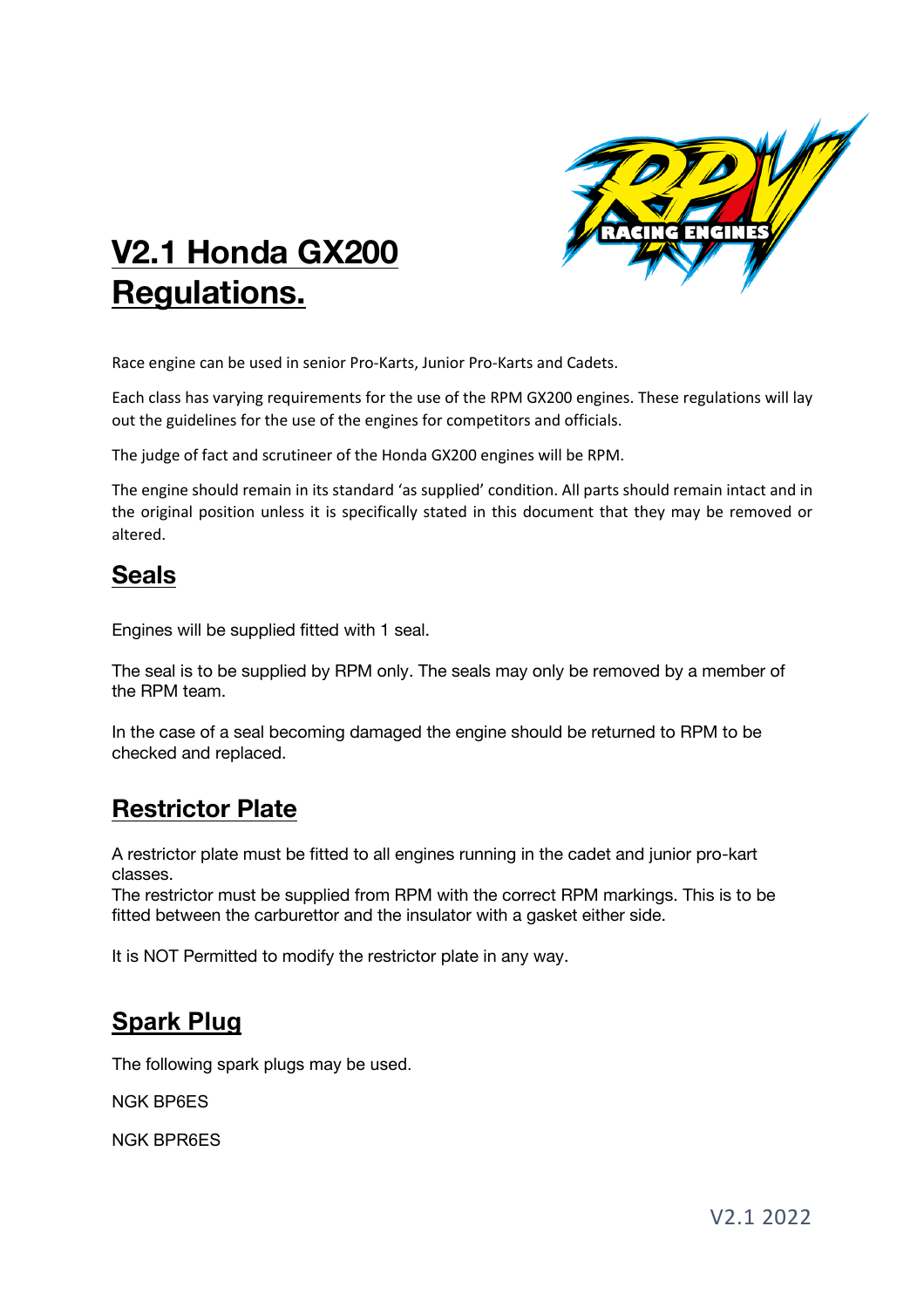# V2.1 Honda GX200 Regulations.

Race engine can be used in senior Pro-Karts, Junior Pro-Karts and Cadets.

Each class has varying requirements for the use of the RPM GX200 engines. These regulations will lay out the guidelines for the use of the engines for competitors and officials.

The judge of fact and scrutineer of the Honda GX200 engines will be RPM.

The engine should remain in its standard 'as supplied' condition. All parts should remain intact and in the original position unless it is specifically stated in this document that they may be removed or altered.

## Seals

Engines will be supplied fitted with 1 seal.

The seal is to be supplied by RPM only. The seals may only be removed by a member of the RPM team.

In the case of a seal becoming damaged the engine should be returned to RPM to be checked and replaced.

## Restrictor Plate

A restrictor plate must be fitted to all engines running in the cadet and junior pro-kart classes.
The restrictor must be supplied from RPM with the correct RPM markings. This is to be fitted between the carburettor and the insulator with a gasket either side.

It is NOT Permitted to modify the restrictor plate in any way.

## Spark Plug

The following spark plugs may be used.

NGK BP6ES

NGK BPR6ES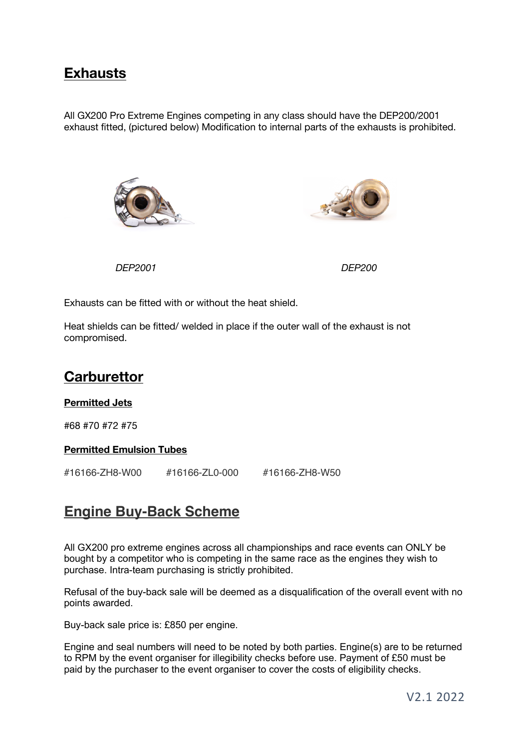## Exhausts

All GX200 Pro Extreme Engines competing in any class should have the DEP200/2001 exhaust fitted, (pictured below) Modification to internal parts of the exhausts is prohibited.

*DEP2001* *DEP200*

Exhausts can be fitted with or without the heat shield.

Heat shields can be fitted/ welded in place if the outer wall of the exhaust is not compromised.

## Carburettor

**Permitted Jets**

#68 #70 #72 #75

**Permitted Emulsion Tubes**

#16166-ZH8-W00 #16166-ZL0-000 #16166-ZH8-W50

## Engine Buy-Back Scheme

All GX200 pro extreme engines across all championships and race events can ONLY be bought by a competitor who is competing in the same race as the engines they wish to purchase. Intra-team purchasing is strictly prohibited.

Refusal of the buy-back sale will be deemed as a disqualification of the overall event with no points awarded.

Buy-back sale price is: £850 per engine.

Engine and seal numbers will need to be noted by both parties. Engine(s) are to be returned to RPM by the event organiser for illegibility checks before use. Payment of £50 must be paid by the purchaser to the event organiser to cover the costs of eligibility checks.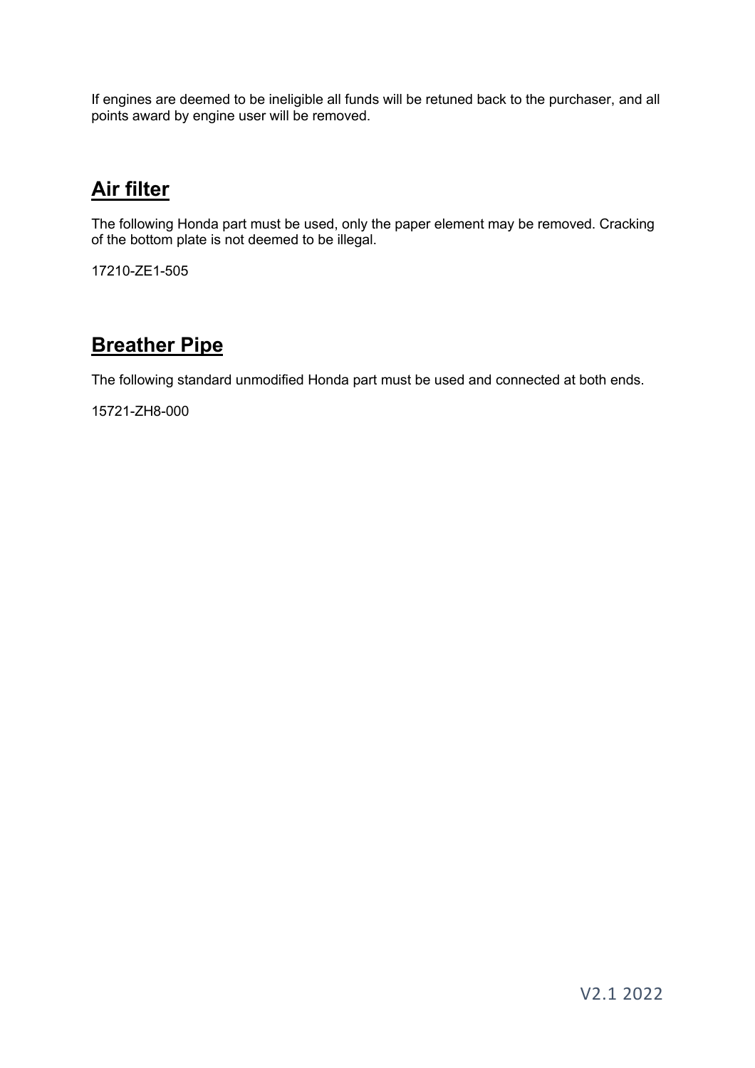If engines are deemed to be ineligible all funds will be retuned back to the purchaser, and all points award by engine user will be removed.

## Air filter

The following Honda part must be used, only the paper element may be removed. Cracking of the bottom plate is not deemed to be illegal.

17210-ZE1-505

## Breather Pipe

The following standard unmodified Honda part must be used and connected at both ends.

15721-ZH8-000